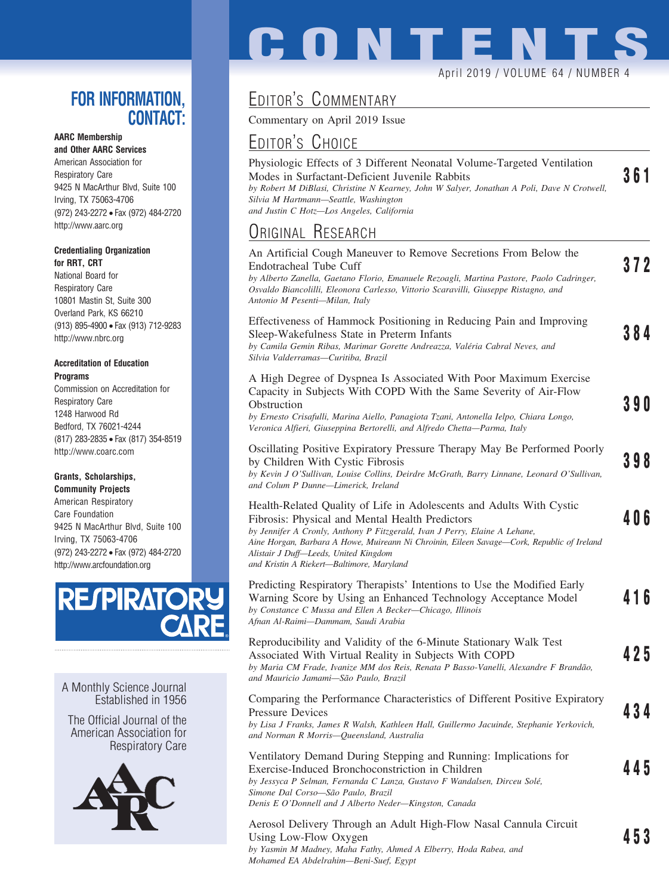# CONTENTS

April 2019 / VOLUME 64 / NUMBER 4

## FOR INFORMATION, CONTACT:

**AARC Membership and Other AARC Services**
American Association for Respiratory Care
9425 N MacArthur Blvd, Suite 100
Irving, TX 75063-4706
(972) 243-2272 • Fax (972) 484-2720
http://www.aarc.org

**Credentialing Organization for RRT, CRT**
National Board for Respiratory Care
10801 Mastin St, Suite 300
Overland Park, KS 66210
(913) 895-4900 • Fax (913) 712-9283
http://www.nbrc.org

**Accreditation of Education Programs**
Commission on Accreditation for Respiratory Care
1248 Harwood Rd
Bedford, TX 76021-4244
(817) 283-2835 • Fax (817) 354-8519
http://www.coarc.com

**Grants, Scholarships, Community Projects**
American Respiratory Care Foundation
9425 N MacArthur Blvd, Suite 100
Irving, TX 75063-4706
(972) 243-2272 • Fax (972) 484-2720
http://www.arcfoundation.org

RESPIRATORY CARE

A Monthly Science Journal Established in 1956

The Official Journal of the American Association for Respiratory Care

## EDITOR'S COMMENTARY

Commentary on April 2019 Issue

## EDITOR'S CHOICE

Physiologic Effects of 3 Different Neonatal Volume-Targeted Ventilation Modes in Surfactant-Deficient Juvenile Rabbits — **361**
*by Robert M DiBlasi, Christine N Kearney, John W Salyer, Jonathan A Poli, Dave N Crotwell, Silvia M Hartmann—Seattle, Washington and Justin C Hotz—Los Angeles, California*

## ORIGINAL RESEARCH

An Artificial Cough Maneuver to Remove Secretions From Below the Endotracheal Tube Cuff — **372**
*by Alberto Zanella, Gaetano Florio, Emanuele Rezoagli, Martina Pastore, Paolo Cadringer, Osvaldo Biancolilli, Eleonora Carlesso, Vittorio Scaravilli, Giuseppe Ristagno, and Antonio M Pesenti—Milan, Italy*

Effectiveness of Hammock Positioning in Reducing Pain and Improving Sleep-Wakefulness State in Preterm Infants — **384**
*by Camila Gemin Ribas, Marimar Gorette Andreazza, Valéria Cabral Neves, and Silvia Valderramas—Curitiba, Brazil*

A High Degree of Dyspnea Is Associated With Poor Maximum Exercise Capacity in Subjects With COPD With the Same Severity of Air-Flow Obstruction — **390**
*by Ernesto Crisafulli, Marina Aiello, Panagiota Tzani, Antonella Ielpo, Chiara Longo, Veronica Alfieri, Giuseppina Bertorelli, and Alfredo Chetta—Parma, Italy*

Oscillating Positive Expiratory Pressure Therapy May Be Performed Poorly by Children With Cystic Fibrosis — **398**
*by Kevin J O'Sullivan, Louise Collins, Deirdre McGrath, Barry Linnane, Leonard O'Sullivan, and Colum P Dunne—Limerick, Ireland*

Health-Related Quality of Life in Adolescents and Adults With Cystic Fibrosis: Physical and Mental Health Predictors — **406**
*by Jennifer A Cronly, Anthony P Fitzgerald, Ivan J Perry, Elaine A Lehane, Aine Horgan, Barbara A Howe, Muireann Ni Chroinin, Eileen Savage—Cork, Republic of Ireland Alistair J Duff—Leeds, United Kingdom and Kristin A Riekert—Baltimore, Maryland*

Predicting Respiratory Therapists' Intentions to Use the Modified Early Warning Score by Using an Enhanced Technology Acceptance Model — **416**
*by Constance C Mussa and Ellen A Becker—Chicago, Illinois Afnan Al-Raimi—Dammam, Saudi Arabia*

Reproducibility and Validity of the 6-Minute Stationary Walk Test Associated With Virtual Reality in Subjects With COPD — **425**
*by Maria CM Frade, Ivanize MM dos Reis, Renata P Basso-Vanelli, Alexandre F Brandão, and Mauricio Jamami—São Paulo, Brazil*

Comparing the Performance Characteristics of Different Positive Expiratory Pressure Devices — **434**
*by Lisa J Franks, James R Walsh, Kathleen Hall, Guillermo Jacuinde, Stephanie Yerkovich, and Norman R Morris—Queensland, Australia*

Ventilatory Demand During Stepping and Running: Implications for Exercise-Induced Bronchoconstriction in Children — **445**
*by Jessyca P Selman, Fernanda C Lanza, Gustavo F Wandalsen, Dirceu Solé, Simone Dal Corso—São Paulo, Brazil Denis E O'Donnell and J Alberto Neder—Kingston, Canada*

Aerosol Delivery Through an Adult High-Flow Nasal Cannula Circuit Using Low-Flow Oxygen — **453**
*by Yasmin M Madney, Maha Fathy, Ahmed A Elberry, Hoda Rabea, and Mohamed EA Abdelrahim—Beni-Suef, Egypt*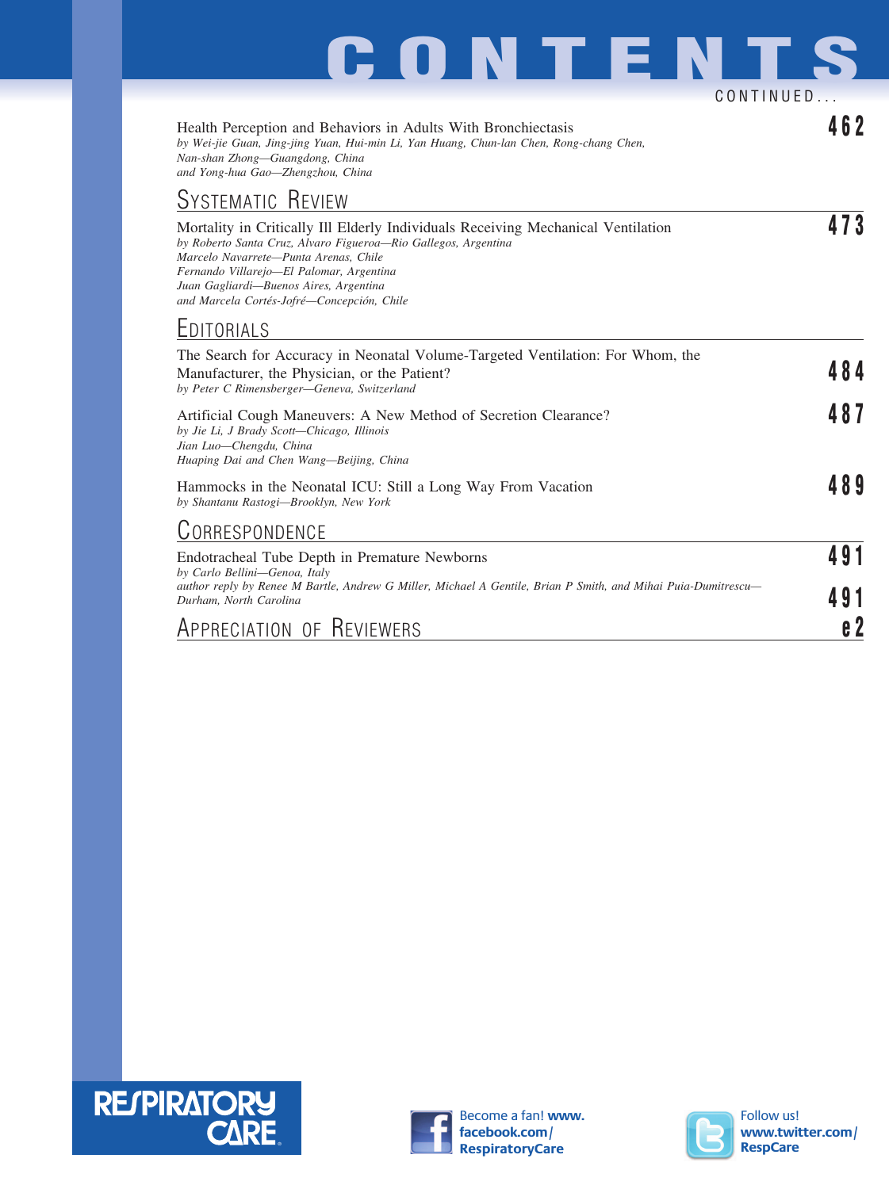# CONTENTS

CONTINUED...

Health Perception and Behaviors in Adults With Bronchiectasis — **462**
*by Wei-jie Guan, Jing-jing Yuan, Hui-min Li, Yan Huang, Chun-lan Chen, Rong-chang Chen, Nan-shan Zhong—Guangdong, China*
*and Yong-hua Gao—Zhengzhou, China*

## Systematic Review

Mortality in Critically Ill Elderly Individuals Receiving Mechanical Ventilation — **473**
*by Roberto Santa Cruz, Alvaro Figueroa—Rio Gallegos, Argentina*
*Marcelo Navarrete—Punta Arenas, Chile*
*Fernando Villarejo—El Palomar, Argentina*
*Juan Gagliardi—Buenos Aires, Argentina*
*and Marcela Cortés-Jofré—Concepción, Chile*

## Editorials

The Search for Accuracy in Neonatal Volume-Targeted Ventilation: For Whom, the Manufacturer, the Physician, or the Patient? — **484**
*by Peter C Rimensberger—Geneva, Switzerland*

Artificial Cough Maneuvers: A New Method of Secretion Clearance? — **487**
*by Jie Li, J Brady Scott—Chicago, Illinois*
*Jian Luo—Chengdu, China*
*Huaping Dai and Chen Wang—Beijing, China*

Hammocks in the Neonatal ICU: Still a Long Way From Vacation — **489**
*by Shantanu Rastogi—Brooklyn, New York*

## Correspondence

Endotracheal Tube Depth in Premature Newborns — **491**
*by Carlo Bellini—Genoa, Italy*
*author reply by Renee M Bartle, Andrew G Miller, Michael A Gentile, Brian P Smith, and Mihai Puia-Dumitrescu—Durham, North Carolina* — **491**

## Appreciation of Reviewers — e2

RESPIRATORY CARE

Become a fan! www.facebook.com/RespiratoryCare

Follow us! www.twitter.com/RespCare